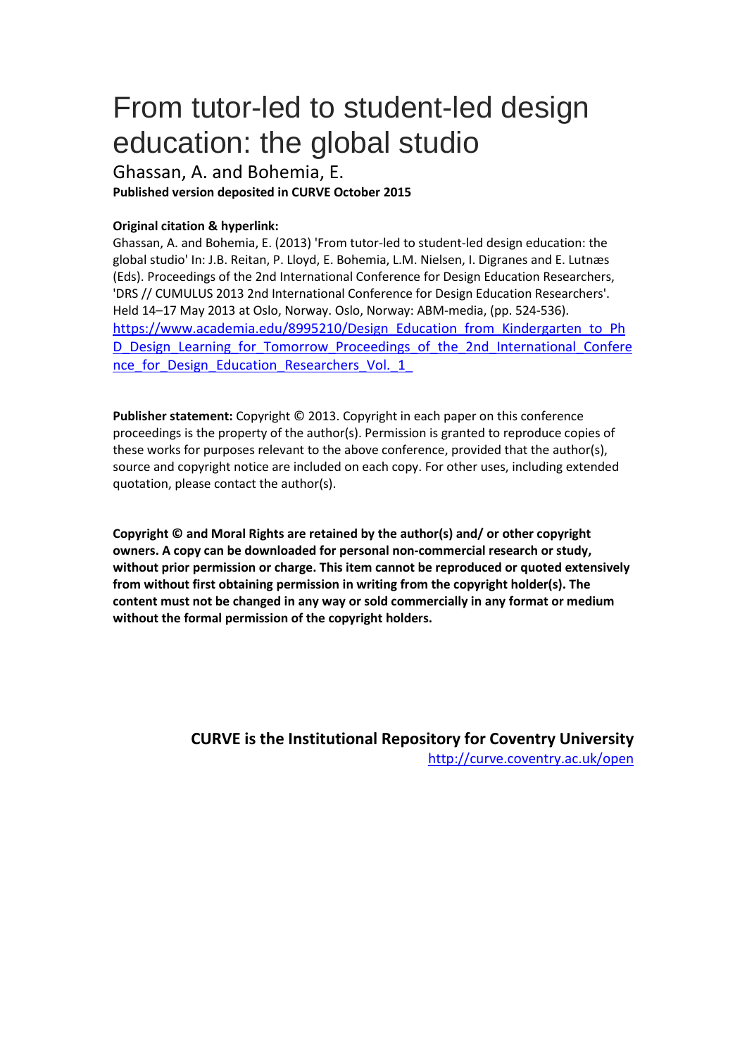# From tutor-led to student-led design education: the global studio

Ghassan, A. and Bohemia, E.

**Published version deposited in CURVE October 2015**

**Original citation & hyperlink:**

Ghassan, A. and Bohemia, E. (2013) 'From tutor-led to student-led design education: the global studio' In: J.B. Reitan, P. Lloyd, E. Bohemia, L.M. Nielsen, I. Digranes and E. Lutnæs (Eds). Proceedings of the 2nd International Conference for Design Education Researchers, 'DRS // CUMULUS 2013 2nd International Conference for Design Education Researchers'. Held 14–17 May 2013 at Oslo, Norway. Oslo, Norway: ABM-media, (pp. 524-536).
https://www.academia.edu/8995210/Design_Education_from_Kindergarten_to_PhD_Design_Learning_for_Tomorrow_Proceedings_of_the_2nd_International_Conference_for_Design_Education_Researchers_Vol._1_

**Publisher statement:** Copyright © 2013. Copyright in each paper on this conference proceedings is the property of the author(s). Permission is granted to reproduce copies of these works for purposes relevant to the above conference, provided that the author(s), source and copyright notice are included on each copy. For other uses, including extended quotation, please contact the author(s).

**Copyright © and Moral Rights are retained by the author(s) and/ or other copyright owners. A copy can be downloaded for personal non-commercial research or study, without prior permission or charge. This item cannot be reproduced or quoted extensively from without first obtaining permission in writing from the copyright holder(s). The content must not be changed in any way or sold commercially in any format or medium without the formal permission of the copyright holders.**

**CURVE is the Institutional Repository for Coventry University**
http://curve.coventry.ac.uk/open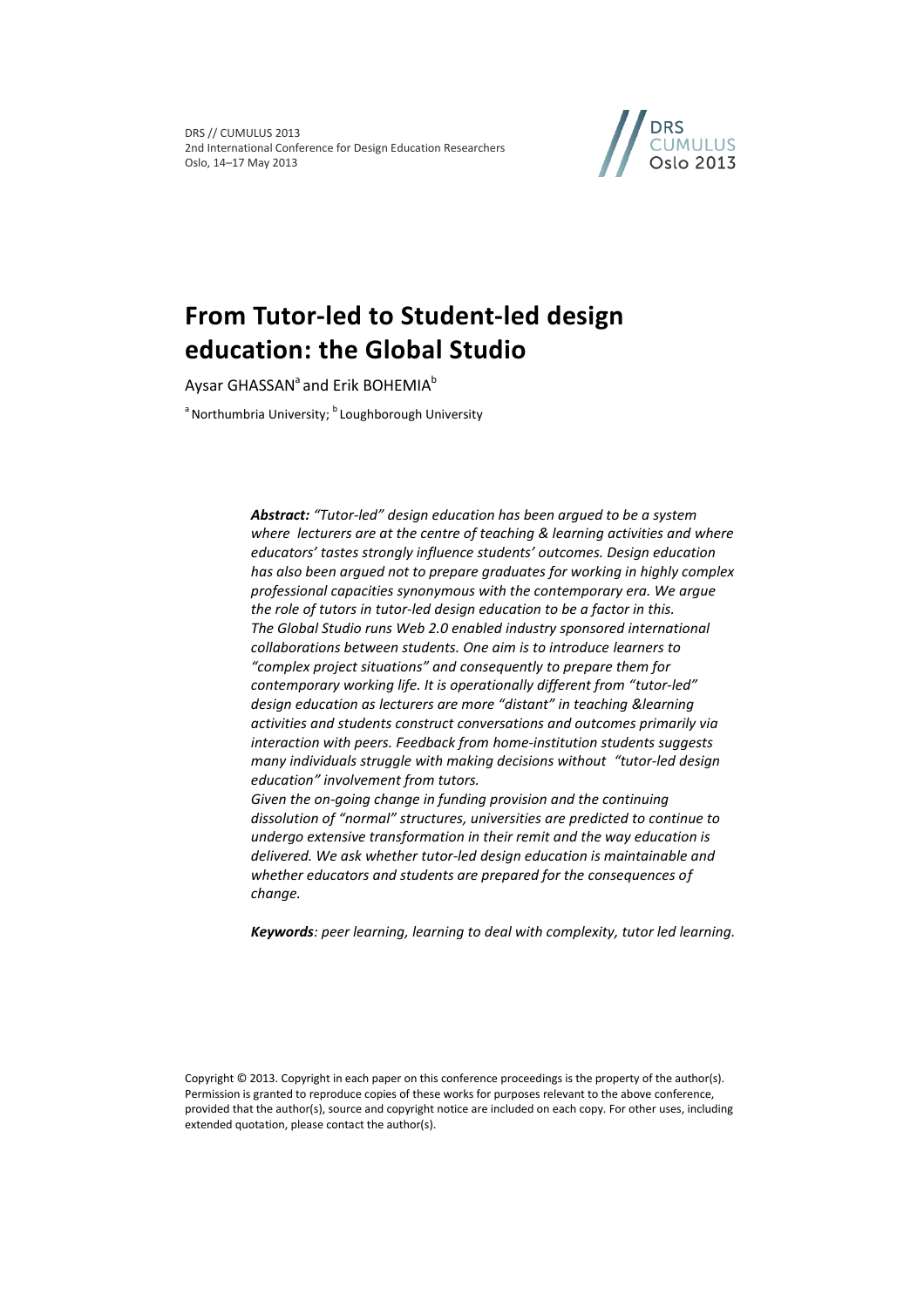DRS // CUMULUS 2013
2nd International Conference for Design Education Researchers
Oslo, 14–17 May 2013

# From Tutor-led to Student-led design education: the Global Studio

Aysar GHASSAN[a] and Erik BOHEMIA[b]

[a] Northumbria University; [b] Loughborough University

***Abstract:*** *"Tutor-led" design education has been argued to be a system where lecturers are at the centre of teaching & learning activities and where educators' tastes strongly influence students' outcomes. Design education has also been argued not to prepare graduates for working in highly complex professional capacities synonymous with the contemporary era. We argue the role of tutors in tutor-led design education to be a factor in this. The Global Studio runs Web 2.0 enabled industry sponsored international collaborations between students. One aim is to introduce learners to "complex project situations" and consequently to prepare them for contemporary working life. It is operationally different from "tutor-led" design education as lecturers are more "distant" in teaching &learning activities and students construct conversations and outcomes primarily via interaction with peers. Feedback from home-institution students suggests many individuals struggle with making decisions without "tutor-led design education" involvement from tutors.*
*Given the on-going change in funding provision and the continuing dissolution of "normal" structures, universities are predicted to continue to undergo extensive transformation in their remit and the way education is delivered. We ask whether tutor-led design education is maintainable and whether educators and students are prepared for the consequences of change.*

***Keywords****: peer learning, learning to deal with complexity, tutor led learning.*

Copyright © 2013. Copyright in each paper on this conference proceedings is the property of the author(s). Permission is granted to reproduce copies of these works for purposes relevant to the above conference, provided that the author(s), source and copyright notice are included on each copy. For other uses, including extended quotation, please contact the author(s).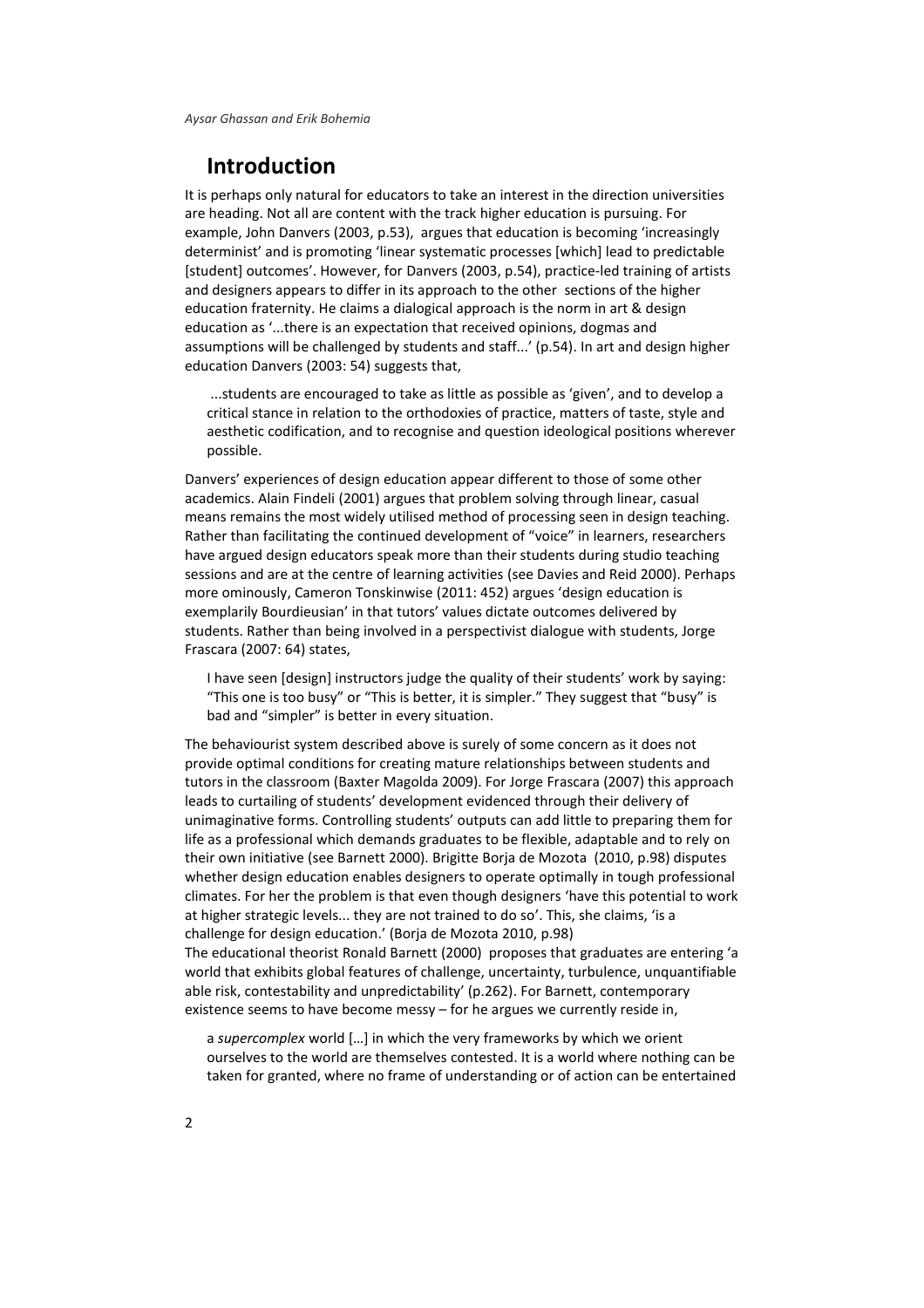## Introduction

It is perhaps only natural for educators to take an interest in the direction universities are heading. Not all are content with the track higher education is pursuing. For example, John Danvers (2003, p.53), argues that education is becoming 'increasingly determinist' and is promoting 'linear systematic processes [which] lead to predictable [student] outcomes'. However, for Danvers (2003, p.54), practice-led training of artists and designers appears to differ in its approach to the other sections of the higher education fraternity. He claims a dialogical approach is the norm in art & design education as '...there is an expectation that received opinions, dogmas and assumptions will be challenged by students and staff...' (p.54). In art and design higher education Danvers (2003: 54) suggests that,

> ...students are encouraged to take as little as possible as 'given', and to develop a critical stance in relation to the orthodoxies of practice, matters of taste, style and aesthetic codification, and to recognise and question ideological positions wherever possible.

Danvers' experiences of design education appear different to those of some other academics. Alain Findeli (2001) argues that problem solving through linear, casual means remains the most widely utilised method of processing seen in design teaching. Rather than facilitating the continued development of "voice" in learners, researchers have argued design educators speak more than their students during studio teaching sessions and are at the centre of learning activities (see Davies and Reid 2000). Perhaps more ominously, Cameron Tonskinwise (2011: 452) argues 'design education is exemplarily Bourdieusian' in that tutors' values dictate outcomes delivered by students. Rather than being involved in a perspectivist dialogue with students, Jorge Frascara (2007: 64) states,

> I have seen [design] instructors judge the quality of their students' work by saying: "This one is too busy" or "This is better, it is simpler." They suggest that "busy" is bad and "simpler" is better in every situation.

The behaviourist system described above is surely of some concern as it does not provide optimal conditions for creating mature relationships between students and tutors in the classroom (Baxter Magolda 2009). For Jorge Frascara (2007) this approach leads to curtailing of students' development evidenced through their delivery of unimaginative forms. Controlling students' outputs can add little to preparing them for life as a professional which demands graduates to be flexible, adaptable and to rely on their own initiative (see Barnett 2000). Brigitte Borja de Mozota (2010, p.98) disputes whether design education enables designers to operate optimally in tough professional climates. For her the problem is that even though designers 'have this potential to work at higher strategic levels... they are not trained to do so'. This, she claims, 'is a challenge for design education.' (Borja de Mozota 2010, p.98)

The educational theorist Ronald Barnett (2000) proposes that graduates are entering 'a world that exhibits global features of challenge, uncertainty, turbulence, unquantifiable able risk, contestability and unpredictability' (p.262). For Barnett, contemporary existence seems to have become messy – for he argues we currently reside in,

> a *supercomplex* world […] in which the very frameworks by which we orient ourselves to the world are themselves contested. It is a world where nothing can be taken for granted, where no frame of understanding or of action can be entertained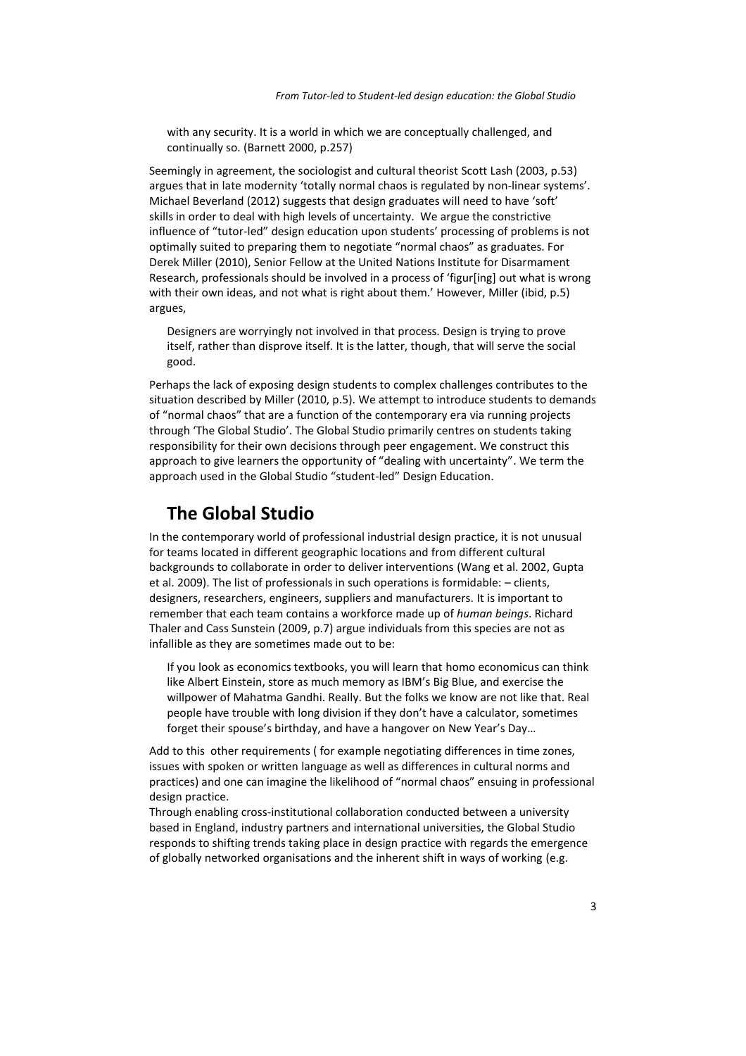> with any security. It is a world in which we are conceptually challenged, and continually so. (Barnett 2000, p.257)

Seemingly in agreement, the sociologist and cultural theorist Scott Lash (2003, p.53) argues that in late modernity 'totally normal chaos is regulated by non-linear systems'. Michael Beverland (2012) suggests that design graduates will need to have 'soft' skills in order to deal with high levels of uncertainty. We argue the constrictive influence of "tutor-led" design education upon students' processing of problems is not optimally suited to preparing them to negotiate "normal chaos" as graduates. For Derek Miller (2010), Senior Fellow at the United Nations Institute for Disarmament Research, professionals should be involved in a process of 'figur[ing] out what is wrong with their own ideas, and not what is right about them.' However, Miller (ibid, p.5) argues,

> Designers are worryingly not involved in that process. Design is trying to prove itself, rather than disprove itself. It is the latter, though, that will serve the social good.

Perhaps the lack of exposing design students to complex challenges contributes to the situation described by Miller (2010, p.5). We attempt to introduce students to demands of "normal chaos" that are a function of the contemporary era via running projects through 'The Global Studio'. The Global Studio primarily centres on students taking responsibility for their own decisions through peer engagement. We construct this approach to give learners the opportunity of "dealing with uncertainty". We term the approach used in the Global Studio "student-led" Design Education.

## The Global Studio

In the contemporary world of professional industrial design practice, it is not unusual for teams located in different geographic locations and from different cultural backgrounds to collaborate in order to deliver interventions (Wang et al. 2002, Gupta et al. 2009). The list of professionals in such operations is formidable: – clients, designers, researchers, engineers, suppliers and manufacturers. It is important to remember that each team contains a workforce made up of *human beings*. Richard Thaler and Cass Sunstein (2009, p.7) argue individuals from this species are not as infallible as they are sometimes made out to be:

> If you look as economics textbooks, you will learn that homo economicus can think like Albert Einstein, store as much memory as IBM's Big Blue, and exercise the willpower of Mahatma Gandhi. Really. But the folks we know are not like that. Real people have trouble with long division if they don't have a calculator, sometimes forget their spouse's birthday, and have a hangover on New Year's Day…

Add to this other requirements ( for example negotiating differences in time zones, issues with spoken or written language as well as differences in cultural norms and practices) and one can imagine the likelihood of "normal chaos" ensuing in professional design practice.

Through enabling cross-institutional collaboration conducted between a university based in England, industry partners and international universities, the Global Studio responds to shifting trends taking place in design practice with regards the emergence of globally networked organisations and the inherent shift in ways of working (e.g.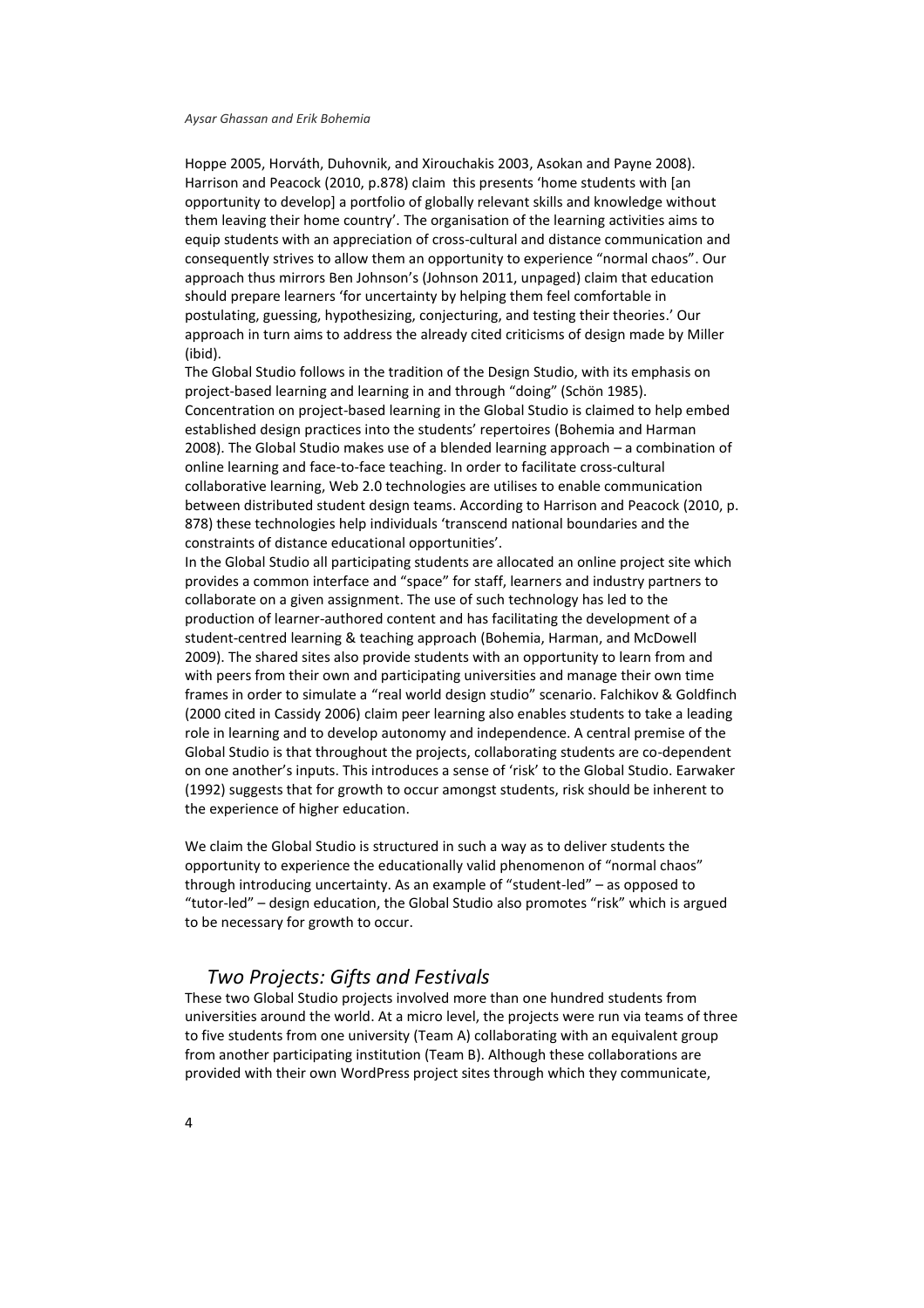Hoppe 2005, Horváth, Duhovnik, and Xirouchakis 2003, Asokan and Payne 2008). Harrison and Peacock (2010, p.878) claim this presents 'home students with [an opportunity to develop] a portfolio of globally relevant skills and knowledge without them leaving their home country'. The organisation of the learning activities aims to equip students with an appreciation of cross-cultural and distance communication and consequently strives to allow them an opportunity to experience "normal chaos". Our approach thus mirrors Ben Johnson's (Johnson 2011, unpaged) claim that education should prepare learners 'for uncertainty by helping them feel comfortable in postulating, guessing, hypothesizing, conjecturing, and testing their theories.' Our approach in turn aims to address the already cited criticisms of design made by Miller (ibid).

The Global Studio follows in the tradition of the Design Studio, with its emphasis on project-based learning and learning in and through "doing" (Schön 1985). Concentration on project-based learning in the Global Studio is claimed to help embed established design practices into the students' repertoires (Bohemia and Harman 2008). The Global Studio makes use of a blended learning approach – a combination of online learning and face-to-face teaching. In order to facilitate cross-cultural collaborative learning, Web 2.0 technologies are utilises to enable communication between distributed student design teams. According to Harrison and Peacock (2010, p. 878) these technologies help individuals 'transcend national boundaries and the constraints of distance educational opportunities'.

In the Global Studio all participating students are allocated an online project site which provides a common interface and "space" for staff, learners and industry partners to collaborate on a given assignment. The use of such technology has led to the production of learner-authored content and has facilitating the development of a student-centred learning & teaching approach (Bohemia, Harman, and McDowell 2009). The shared sites also provide students with an opportunity to learn from and with peers from their own and participating universities and manage their own time frames in order to simulate a "real world design studio" scenario. Falchikov & Goldfinch (2000 cited in Cassidy 2006) claim peer learning also enables students to take a leading role in learning and to develop autonomy and independence. A central premise of the Global Studio is that throughout the projects, collaborating students are co-dependent on one another's inputs. This introduces a sense of 'risk' to the Global Studio. Earwaker (1992) suggests that for growth to occur amongst students, risk should be inherent to the experience of higher education.

We claim the Global Studio is structured in such a way as to deliver students the opportunity to experience the educationally valid phenomenon of "normal chaos" through introducing uncertainty. As an example of "student-led" – as opposed to "tutor-led" – design education, the Global Studio also promotes "risk" which is argued to be necessary for growth to occur.

## *Two Projects: Gifts and Festivals*

These two Global Studio projects involved more than one hundred students from universities around the world. At a micro level, the projects were run via teams of three to five students from one university (Team A) collaborating with an equivalent group from another participating institution (Team B). Although these collaborations are provided with their own WordPress project sites through which they communicate,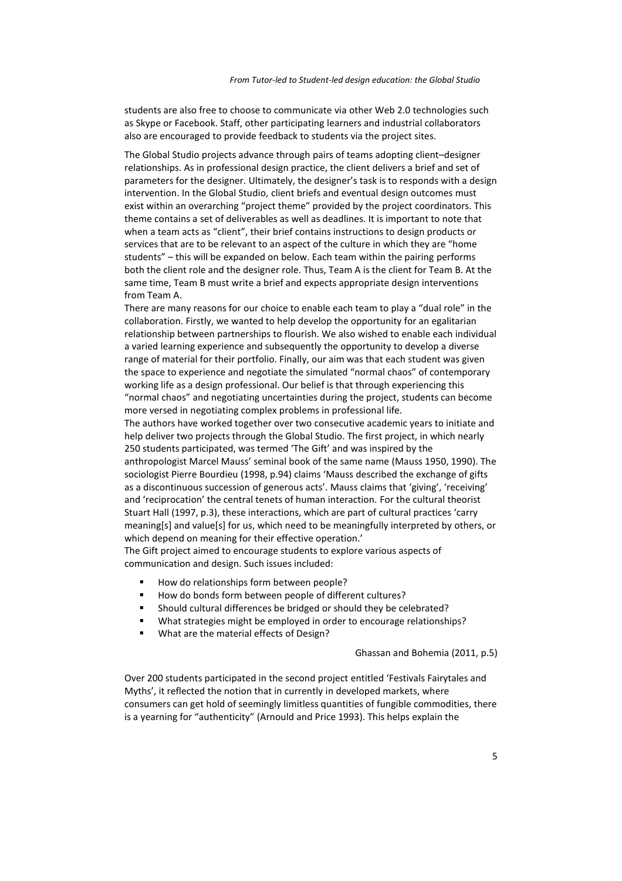students are also free to choose to communicate via other Web 2.0 technologies such as Skype or Facebook. Staff, other participating learners and industrial collaborators also are encouraged to provide feedback to students via the project sites.

The Global Studio projects advance through pairs of teams adopting client–designer relationships. As in professional design practice, the client delivers a brief and set of parameters for the designer. Ultimately, the designer's task is to responds with a design intervention. In the Global Studio, client briefs and eventual design outcomes must exist within an overarching "project theme" provided by the project coordinators. This theme contains a set of deliverables as well as deadlines. It is important to note that when a team acts as "client", their brief contains instructions to design products or services that are to be relevant to an aspect of the culture in which they are "home students" – this will be expanded on below. Each team within the pairing performs both the client role and the designer role. Thus, Team A is the client for Team B. At the same time, Team B must write a brief and expects appropriate design interventions from Team A.

There are many reasons for our choice to enable each team to play a "dual role" in the collaboration. Firstly, we wanted to help develop the opportunity for an egalitarian relationship between partnerships to flourish. We also wished to enable each individual a varied learning experience and subsequently the opportunity to develop a diverse range of material for their portfolio. Finally, our aim was that each student was given the space to experience and negotiate the simulated "normal chaos" of contemporary working life as a design professional. Our belief is that through experiencing this "normal chaos" and negotiating uncertainties during the project, students can become more versed in negotiating complex problems in professional life.

The authors have worked together over two consecutive academic years to initiate and help deliver two projects through the Global Studio. The first project, in which nearly 250 students participated, was termed 'The Gift' and was inspired by the anthropologist Marcel Mauss' seminal book of the same name (Mauss 1950, 1990). The sociologist Pierre Bourdieu (1998, p.94) claims 'Mauss described the exchange of gifts as a discontinuous succession of generous acts'. Mauss claims that 'giving', 'receiving' and 'reciprocation' the central tenets of human interaction. For the cultural theorist Stuart Hall (1997, p.3), these interactions, which are part of cultural practices 'carry meaning[s] and value[s] for us, which need to be meaningfully interpreted by others, or which depend on meaning for their effective operation.'

The Gift project aimed to encourage students to explore various aspects of communication and design. Such issues included:

- How do relationships form between people?
- How do bonds form between people of different cultures?
- Should cultural differences be bridged or should they be celebrated?
- What strategies might be employed in order to encourage relationships?
- What are the material effects of Design?

Ghassan and Bohemia (2011, p.5)

Over 200 students participated in the second project entitled 'Festivals Fairytales and Myths', it reflected the notion that in currently in developed markets, where consumers can get hold of seemingly limitless quantities of fungible commodities, there is a yearning for "authenticity" (Arnould and Price 1993). This helps explain the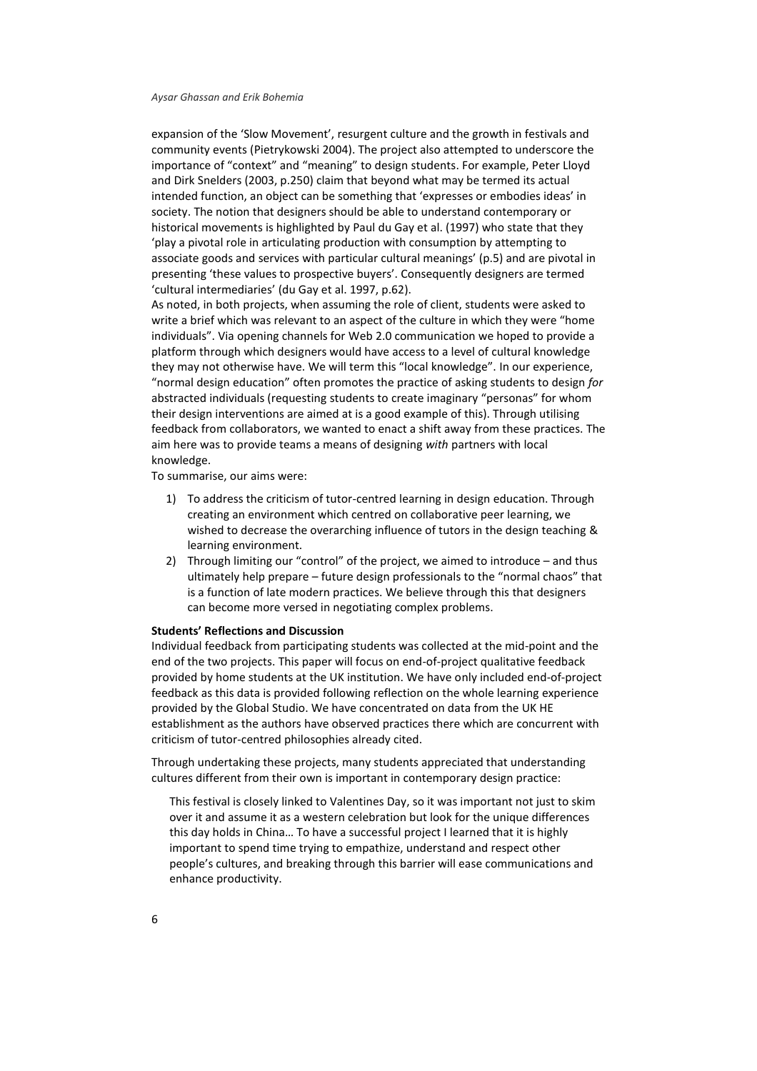expansion of the 'Slow Movement', resurgent culture and the growth in festivals and community events (Pietrykowski 2004). The project also attempted to underscore the importance of "context" and "meaning" to design students. For example, Peter Lloyd and Dirk Snelders (2003, p.250) claim that beyond what may be termed its actual intended function, an object can be something that 'expresses or embodies ideas' in society. The notion that designers should be able to understand contemporary or historical movements is highlighted by Paul du Gay et al. (1997) who state that they 'play a pivotal role in articulating production with consumption by attempting to associate goods and services with particular cultural meanings' (p.5) and are pivotal in presenting 'these values to prospective buyers'. Consequently designers are termed 'cultural intermediaries' (du Gay et al. 1997, p.62).

As noted, in both projects, when assuming the role of client, students were asked to write a brief which was relevant to an aspect of the culture in which they were "home individuals". Via opening channels for Web 2.0 communication we hoped to provide a platform through which designers would have access to a level of cultural knowledge they may not otherwise have. We will term this "local knowledge". In our experience, "normal design education" often promotes the practice of asking students to design *for* abstracted individuals (requesting students to create imaginary "personas" for whom their design interventions are aimed at is a good example of this). Through utilising feedback from collaborators, we wanted to enact a shift away from these practices. The aim here was to provide teams a means of designing *with* partners with local knowledge.

To summarise, our aims were:

1) To address the criticism of tutor-centred learning in design education. Through creating an environment which centred on collaborative peer learning, we wished to decrease the overarching influence of tutors in the design teaching & learning environment.
2) Through limiting our "control" of the project, we aimed to introduce – and thus ultimately help prepare – future design professionals to the "normal chaos" that is a function of late modern practices. We believe through this that designers can become more versed in negotiating complex problems.

**Students' Reflections and Discussion**

Individual feedback from participating students was collected at the mid-point and the end of the two projects. This paper will focus on end-of-project qualitative feedback provided by home students at the UK institution. We have only included end-of-project feedback as this data is provided following reflection on the whole learning experience provided by the Global Studio. We have concentrated on data from the UK HE establishment as the authors have observed practices there which are concurrent with criticism of tutor-centred philosophies already cited.

Through undertaking these projects, many students appreciated that understanding cultures different from their own is important in contemporary design practice:

> This festival is closely linked to Valentines Day, so it was important not just to skim over it and assume it as a western celebration but look for the unique differences this day holds in China… To have a successful project I learned that it is highly important to spend time trying to empathize, understand and respect other people's cultures, and breaking through this barrier will ease communications and enhance productivity.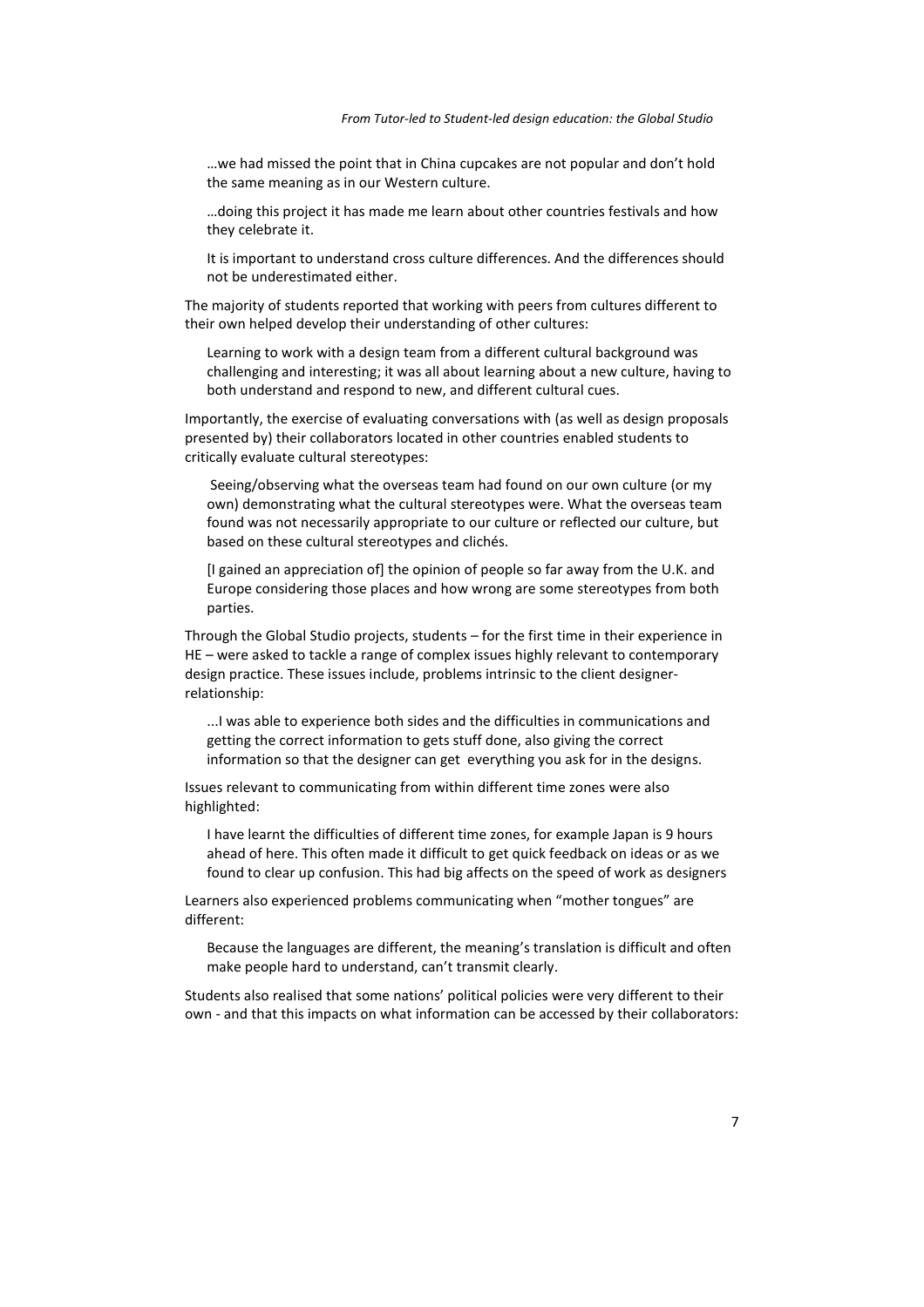> …we had missed the point that in China cupcakes are not popular and don't hold the same meaning as in our Western culture.

> …doing this project it has made me learn about other countries festivals and how they celebrate it.

> It is important to understand cross culture differences. And the differences should not be underestimated either.

The majority of students reported that working with peers from cultures different to their own helped develop their understanding of other cultures:

> Learning to work with a design team from a different cultural background was challenging and interesting; it was all about learning about a new culture, having to both understand and respond to new, and different cultural cues.

Importantly, the exercise of evaluating conversations with (as well as design proposals presented by) their collaborators located in other countries enabled students to critically evaluate cultural stereotypes:

> Seeing/observing what the overseas team had found on our own culture (or my own) demonstrating what the cultural stereotypes were. What the overseas team found was not necessarily appropriate to our culture or reflected our culture, but based on these cultural stereotypes and clichés.

> [I gained an appreciation of] the opinion of people so far away from the U.K. and Europe considering those places and how wrong are some stereotypes from both parties.

Through the Global Studio projects, students – for the first time in their experience in HE – were asked to tackle a range of complex issues highly relevant to contemporary design practice. These issues include, problems intrinsic to the client designer-relationship:

> ...I was able to experience both sides and the difficulties in communications and getting the correct information to gets stuff done, also giving the correct information so that the designer can get everything you ask for in the designs.

Issues relevant to communicating from within different time zones were also highlighted:

> I have learnt the difficulties of different time zones, for example Japan is 9 hours ahead of here. This often made it difficult to get quick feedback on ideas or as we found to clear up confusion. This had big affects on the speed of work as designers

Learners also experienced problems communicating when "mother tongues" are different:

> Because the languages are different, the meaning's translation is difficult and often make people hard to understand, can't transmit clearly.

Students also realised that some nations' political policies were very different to their own - and that this impacts on what information can be accessed by their collaborators: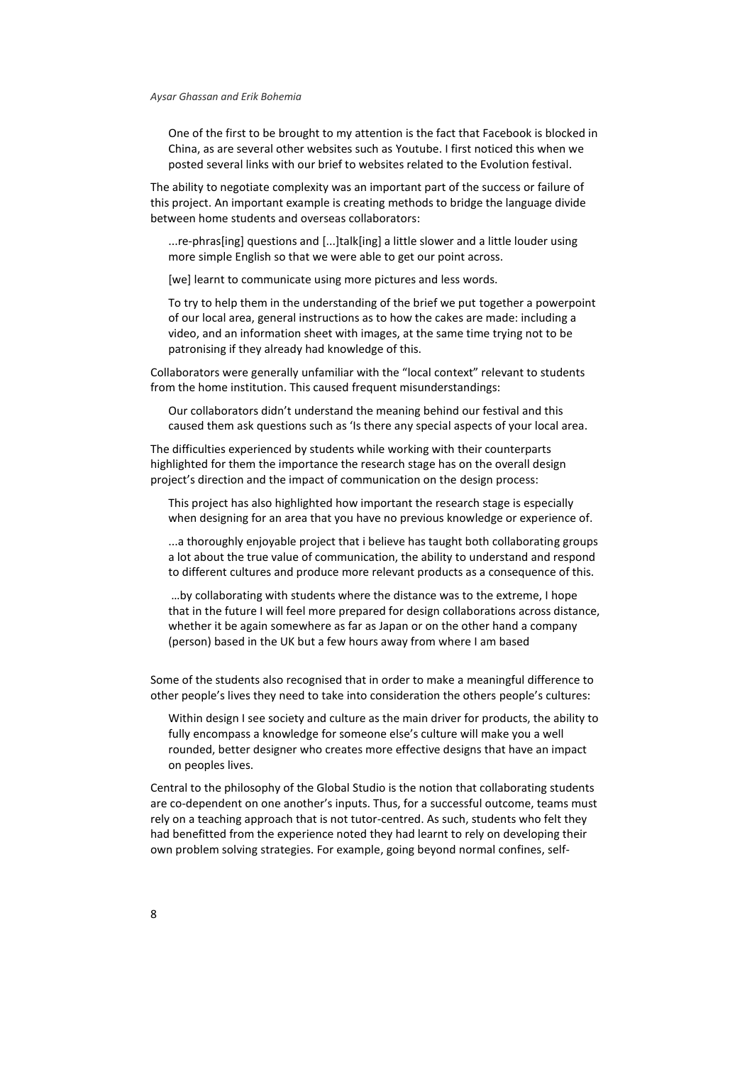> One of the first to be brought to my attention is the fact that Facebook is blocked in China, as are several other websites such as Youtube. I first noticed this when we posted several links with our brief to websites related to the Evolution festival.

The ability to negotiate complexity was an important part of the success or failure of this project. An important example is creating methods to bridge the language divide between home students and overseas collaborators:

> ...re-phras[ing] questions and [...]talk[ing] a little slower and a little louder using more simple English so that we were able to get our point across.

> [we] learnt to communicate using more pictures and less words.

> To try to help them in the understanding of the brief we put together a powerpoint of our local area, general instructions as to how the cakes are made: including a video, and an information sheet with images, at the same time trying not to be patronising if they already had knowledge of this.

Collaborators were generally unfamiliar with the "local context" relevant to students from the home institution. This caused frequent misunderstandings:

> Our collaborators didn't understand the meaning behind our festival and this caused them ask questions such as 'Is there any special aspects of your local area.

The difficulties experienced by students while working with their counterparts highlighted for them the importance the research stage has on the overall design project's direction and the impact of communication on the design process:

> This project has also highlighted how important the research stage is especially when designing for an area that you have no previous knowledge or experience of.

> ...a thoroughly enjoyable project that i believe has taught both collaborating groups a lot about the true value of communication, the ability to understand and respond to different cultures and produce more relevant products as a consequence of this.

> …by collaborating with students where the distance was to the extreme, I hope that in the future I will feel more prepared for design collaborations across distance, whether it be again somewhere as far as Japan or on the other hand a company (person) based in the UK but a few hours away from where I am based

Some of the students also recognised that in order to make a meaningful difference to other people's lives they need to take into consideration the others people's cultures:

> Within design I see society and culture as the main driver for products, the ability to fully encompass a knowledge for someone else's culture will make you a well rounded, better designer who creates more effective designs that have an impact on peoples lives.

Central to the philosophy of the Global Studio is the notion that collaborating students are co-dependent on one another's inputs. Thus, for a successful outcome, teams must rely on a teaching approach that is not tutor-centred. As such, students who felt they had benefitted from the experience noted they had learnt to rely on developing their own problem solving strategies. For example, going beyond normal confines, self-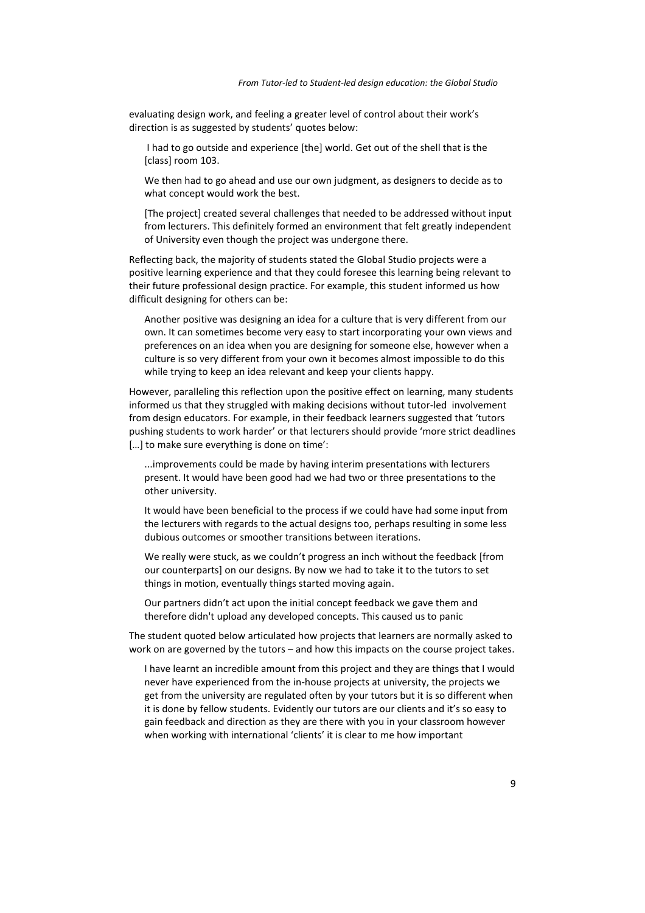evaluating design work, and feeling a greater level of control about their work's direction is as suggested by students' quotes below:

> I had to go outside and experience [the] world. Get out of the shell that is the [class] room 103.

> We then had to go ahead and use our own judgment, as designers to decide as to what concept would work the best.

> [The project] created several challenges that needed to be addressed without input from lecturers. This definitely formed an environment that felt greatly independent of University even though the project was undergone there.

Reflecting back, the majority of students stated the Global Studio projects were a positive learning experience and that they could foresee this learning being relevant to their future professional design practice. For example, this student informed us how difficult designing for others can be:

> Another positive was designing an idea for a culture that is very different from our own. It can sometimes become very easy to start incorporating your own views and preferences on an idea when you are designing for someone else, however when a culture is so very different from your own it becomes almost impossible to do this while trying to keep an idea relevant and keep your clients happy.

However, paralleling this reflection upon the positive effect on learning, many students informed us that they struggled with making decisions without tutor-led involvement from design educators. For example, in their feedback learners suggested that 'tutors pushing students to work harder' or that lecturers should provide 'more strict deadlines […] to make sure everything is done on time':

> ...improvements could be made by having interim presentations with lecturers present. It would have been good had we had two or three presentations to the other university.

> It would have been beneficial to the process if we could have had some input from the lecturers with regards to the actual designs too, perhaps resulting in some less dubious outcomes or smoother transitions between iterations.

> We really were stuck, as we couldn't progress an inch without the feedback [from our counterparts] on our designs. By now we had to take it to the tutors to set things in motion, eventually things started moving again.

> Our partners didn't act upon the initial concept feedback we gave them and therefore didn't upload any developed concepts. This caused us to panic

The student quoted below articulated how projects that learners are normally asked to work on are governed by the tutors – and how this impacts on the course project takes.

> I have learnt an incredible amount from this project and they are things that I would never have experienced from the in-house projects at university, the projects we get from the university are regulated often by your tutors but it is so different when it is done by fellow students. Evidently our tutors are our clients and it's so easy to gain feedback and direction as they are there with you in your classroom however when working with international 'clients' it is clear to me how important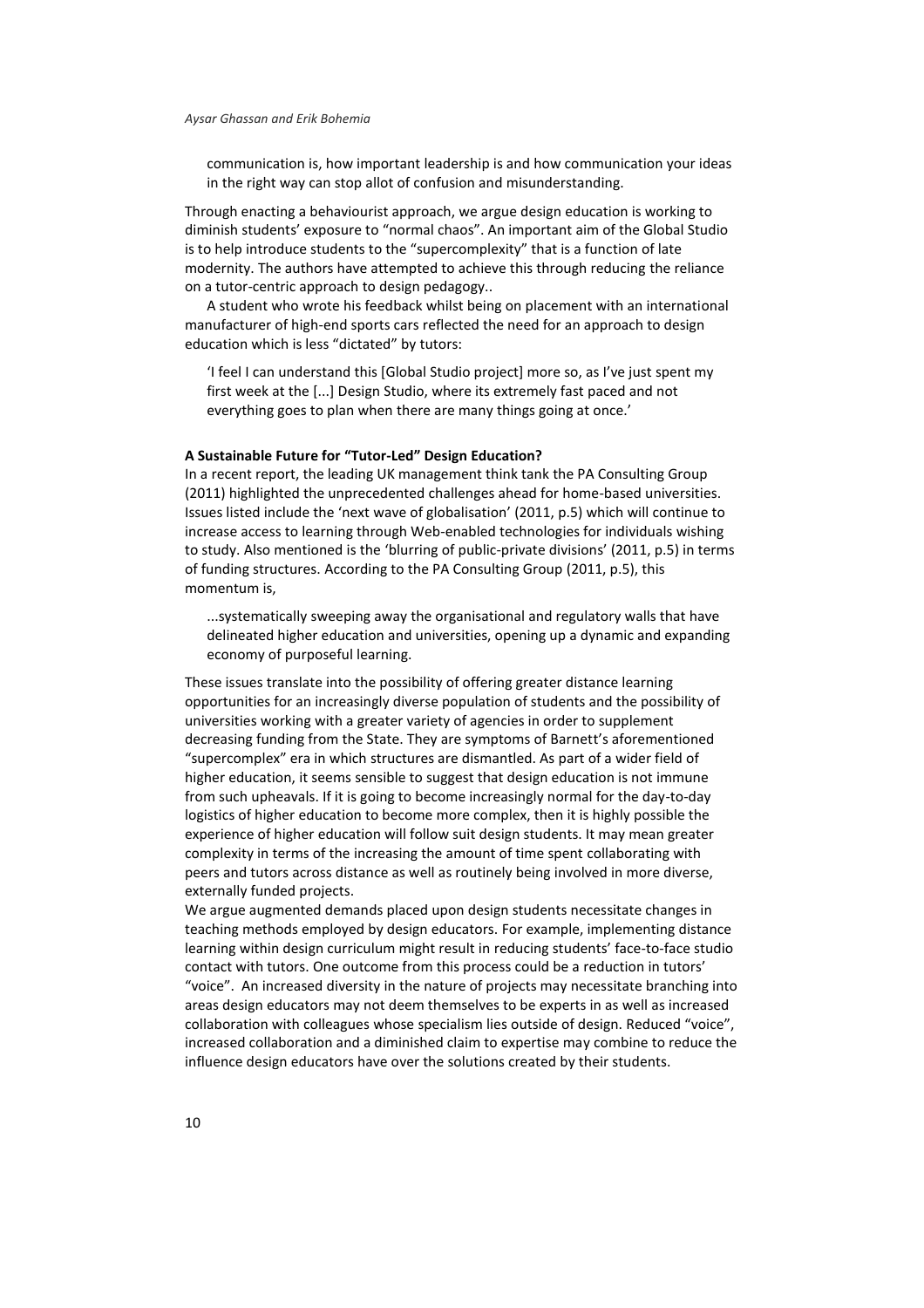communication is, how important leadership is and how communication your ideas in the right way can stop allot of confusion and misunderstanding.

Through enacting a behaviourist approach, we argue design education is working to diminish students' exposure to "normal chaos". An important aim of the Global Studio is to help introduce students to the "supercomplexity" that is a function of late modernity. The authors have attempted to achieve this through reducing the reliance on a tutor-centric approach to design pedagogy..

A student who wrote his feedback whilst being on placement with an international manufacturer of high-end sports cars reflected the need for an approach to design education which is less "dictated" by tutors:

> 'I feel I can understand this [Global Studio project] more so, as I've just spent my first week at the [...] Design Studio, where its extremely fast paced and not everything goes to plan when there are many things going at once.'

**A Sustainable Future for "Tutor-Led" Design Education?**

In a recent report, the leading UK management think tank the PA Consulting Group (2011) highlighted the unprecedented challenges ahead for home-based universities. Issues listed include the 'next wave of globalisation' (2011, p.5) which will continue to increase access to learning through Web-enabled technologies for individuals wishing to study. Also mentioned is the 'blurring of public-private divisions' (2011, p.5) in terms of funding structures. According to the PA Consulting Group (2011, p.5), this momentum is,

> ...systematically sweeping away the organisational and regulatory walls that have delineated higher education and universities, opening up a dynamic and expanding economy of purposeful learning.

These issues translate into the possibility of offering greater distance learning opportunities for an increasingly diverse population of students and the possibility of universities working with a greater variety of agencies in order to supplement decreasing funding from the State. They are symptoms of Barnett's aforementioned "supercomplex" era in which structures are dismantled. As part of a wider field of higher education, it seems sensible to suggest that design education is not immune from such upheavals. If it is going to become increasingly normal for the day-to-day logistics of higher education to become more complex, then it is highly possible the experience of higher education will follow suit design students. It may mean greater complexity in terms of the increasing the amount of time spent collaborating with peers and tutors across distance as well as routinely being involved in more diverse, externally funded projects.

We argue augmented demands placed upon design students necessitate changes in teaching methods employed by design educators. For example, implementing distance learning within design curriculum might result in reducing students' face-to-face studio contact with tutors. One outcome from this process could be a reduction in tutors' "voice". An increased diversity in the nature of projects may necessitate branching into areas design educators may not deem themselves to be experts in as well as increased collaboration with colleagues whose specialism lies outside of design. Reduced "voice", increased collaboration and a diminished claim to expertise may combine to reduce the influence design educators have over the solutions created by their students.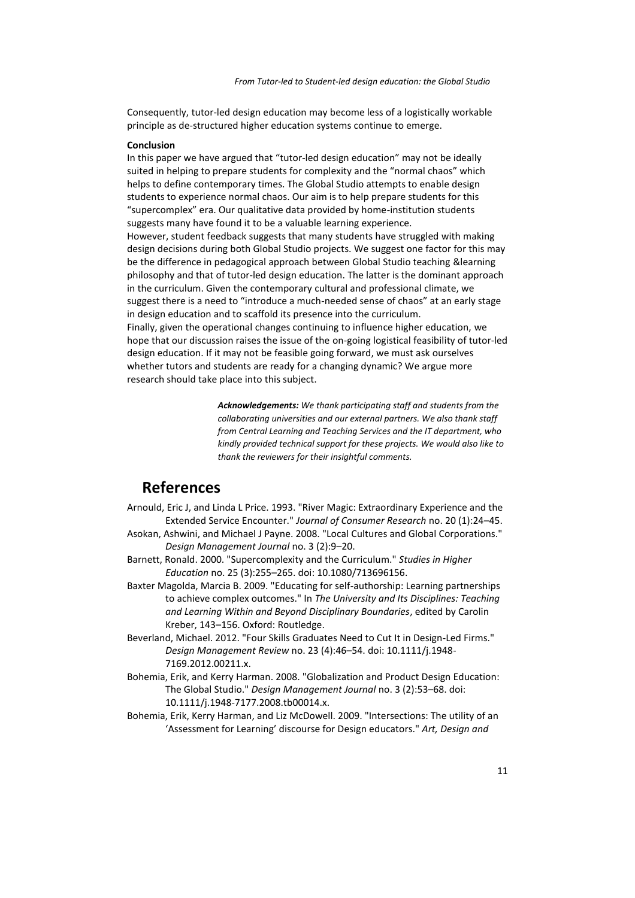Consequently, tutor-led design education may become less of a logistically workable principle as de-structured higher education systems continue to emerge.

**Conclusion**

In this paper we have argued that "tutor-led design education" may not be ideally suited in helping to prepare students for complexity and the "normal chaos" which helps to define contemporary times. The Global Studio attempts to enable design students to experience normal chaos. Our aim is to help prepare students for this "supercomplex" era. Our qualitative data provided by home-institution students suggests many have found it to be a valuable learning experience.

However, student feedback suggests that many students have struggled with making design decisions during both Global Studio projects. We suggest one factor for this may be the difference in pedagogical approach between Global Studio teaching &learning philosophy and that of tutor-led design education. The latter is the dominant approach in the curriculum. Given the contemporary cultural and professional climate, we suggest there is a need to "introduce a much-needed sense of chaos" at an early stage in design education and to scaffold its presence into the curriculum.

Finally, given the operational changes continuing to influence higher education, we hope that our discussion raises the issue of the on-going logistical feasibility of tutor-led design education. If it may not be feasible going forward, we must ask ourselves whether tutors and students are ready for a changing dynamic? We argue more research should take place into this subject.

***Acknowledgements:*** *We thank participating staff and students from the collaborating universities and our external partners. We also thank staff from Central Learning and Teaching Services and the IT department, who kindly provided technical support for these projects. We would also like to thank the reviewers for their insightful comments.*

## References

Arnould, Eric J, and Linda L Price. 1993. "River Magic: Extraordinary Experience and the Extended Service Encounter." *Journal of Consumer Research* no. 20 (1):24–45.

Asokan, Ashwini, and Michael J Payne. 2008. "Local Cultures and Global Corporations." *Design Management Journal* no. 3 (2):9–20.

Barnett, Ronald. 2000. "Supercomplexity and the Curriculum." *Studies in Higher Education* no. 25 (3):255–265. doi: 10.1080/713696156.

Baxter Magolda, Marcia B. 2009. "Educating for self-authorship: Learning partnerships to achieve complex outcomes." In *The University and Its Disciplines: Teaching and Learning Within and Beyond Disciplinary Boundaries*, edited by Carolin Kreber, 143–156. Oxford: Routledge.

Beverland, Michael. 2012. "Four Skills Graduates Need to Cut It in Design-Led Firms." *Design Management Review* no. 23 (4):46–54. doi: 10.1111/j.1948-7169.2012.00211.x.

Bohemia, Erik, and Kerry Harman. 2008. "Globalization and Product Design Education: The Global Studio." *Design Management Journal* no. 3 (2):53–68. doi: 10.1111/j.1948-7177.2008.tb00014.x.

Bohemia, Erik, Kerry Harman, and Liz McDowell. 2009. "Intersections: The utility of an 'Assessment for Learning' discourse for Design educators." *Art, Design and*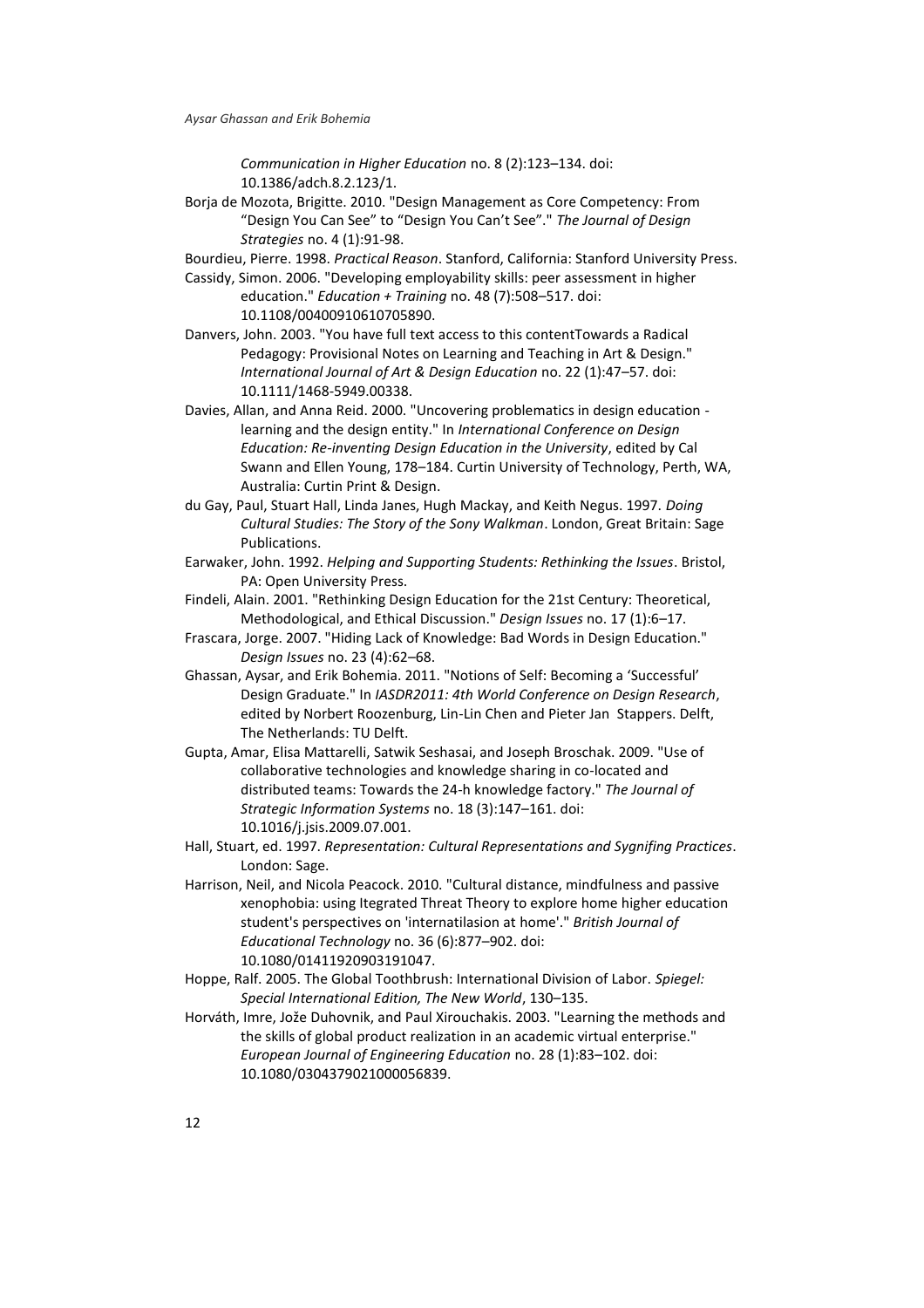*Communication in Higher Education* no. 8 (2):123–134. doi: 10.1386/adch.8.2.123/1.

Borja de Mozota, Brigitte. 2010. "Design Management as Core Competency: From "Design You Can See" to "Design You Can't See"." *The Journal of Design Strategies* no. 4 (1):91-98.

Bourdieu, Pierre. 1998. *Practical Reason*. Stanford, California: Stanford University Press.

Cassidy, Simon. 2006. "Developing employability skills: peer assessment in higher education." *Education + Training* no. 48 (7):508–517. doi: 10.1108/00400910610705890.

Danvers, John. 2003. "You have full text access to this contentTowards a Radical Pedagogy: Provisional Notes on Learning and Teaching in Art & Design." *International Journal of Art & Design Education* no. 22 (1):47–57. doi: 10.1111/1468-5949.00338.

Davies, Allan, and Anna Reid. 2000. "Uncovering problematics in design education - learning and the design entity." In *International Conference on Design Education: Re-inventing Design Education in the University*, edited by Cal Swann and Ellen Young, 178–184. Curtin University of Technology, Perth, WA, Australia: Curtin Print & Design.

du Gay, Paul, Stuart Hall, Linda Janes, Hugh Mackay, and Keith Negus. 1997. *Doing Cultural Studies: The Story of the Sony Walkman*. London, Great Britain: Sage Publications.

Earwaker, John. 1992. *Helping and Supporting Students: Rethinking the Issues*. Bristol, PA: Open University Press.

Findeli, Alain. 2001. "Rethinking Design Education for the 21st Century: Theoretical, Methodological, and Ethical Discussion." *Design Issues* no. 17 (1):6–17.

Frascara, Jorge. 2007. "Hiding Lack of Knowledge: Bad Words in Design Education." *Design Issues* no. 23 (4):62–68.

Ghassan, Aysar, and Erik Bohemia. 2011. "Notions of Self: Becoming a 'Successful' Design Graduate." In *IASDR2011: 4th World Conference on Design Research*, edited by Norbert Roozenburg, Lin-Lin Chen and Pieter Jan Stappers. Delft, The Netherlands: TU Delft.

Gupta, Amar, Elisa Mattarelli, Satwik Seshasai, and Joseph Broschak. 2009. "Use of collaborative technologies and knowledge sharing in co-located and distributed teams: Towards the 24-h knowledge factory." *The Journal of Strategic Information Systems* no. 18 (3):147–161. doi: 10.1016/j.jsis.2009.07.001.

Hall, Stuart, ed. 1997. *Representation: Cultural Representations and Sygnifing Practices*. London: Sage.

Harrison, Neil, and Nicola Peacock. 2010. "Cultural distance, mindfulness and passive xenophobia: using Itegrated Threat Theory to explore home higher education student's perspectives on 'internatilasion at home'." *British Journal of Educational Technology* no. 36 (6):877–902. doi: 10.1080/01411920903191047.

Hoppe, Ralf. 2005. The Global Toothbrush: International Division of Labor. *Spiegel: Special International Edition, The New World*, 130–135.

Horváth, Imre, Jože Duhovnik, and Paul Xirouchakis. 2003. "Learning the methods and the skills of global product realization in an academic virtual enterprise." *European Journal of Engineering Education* no. 28 (1):83–102. doi: 10.1080/0304379021000056839.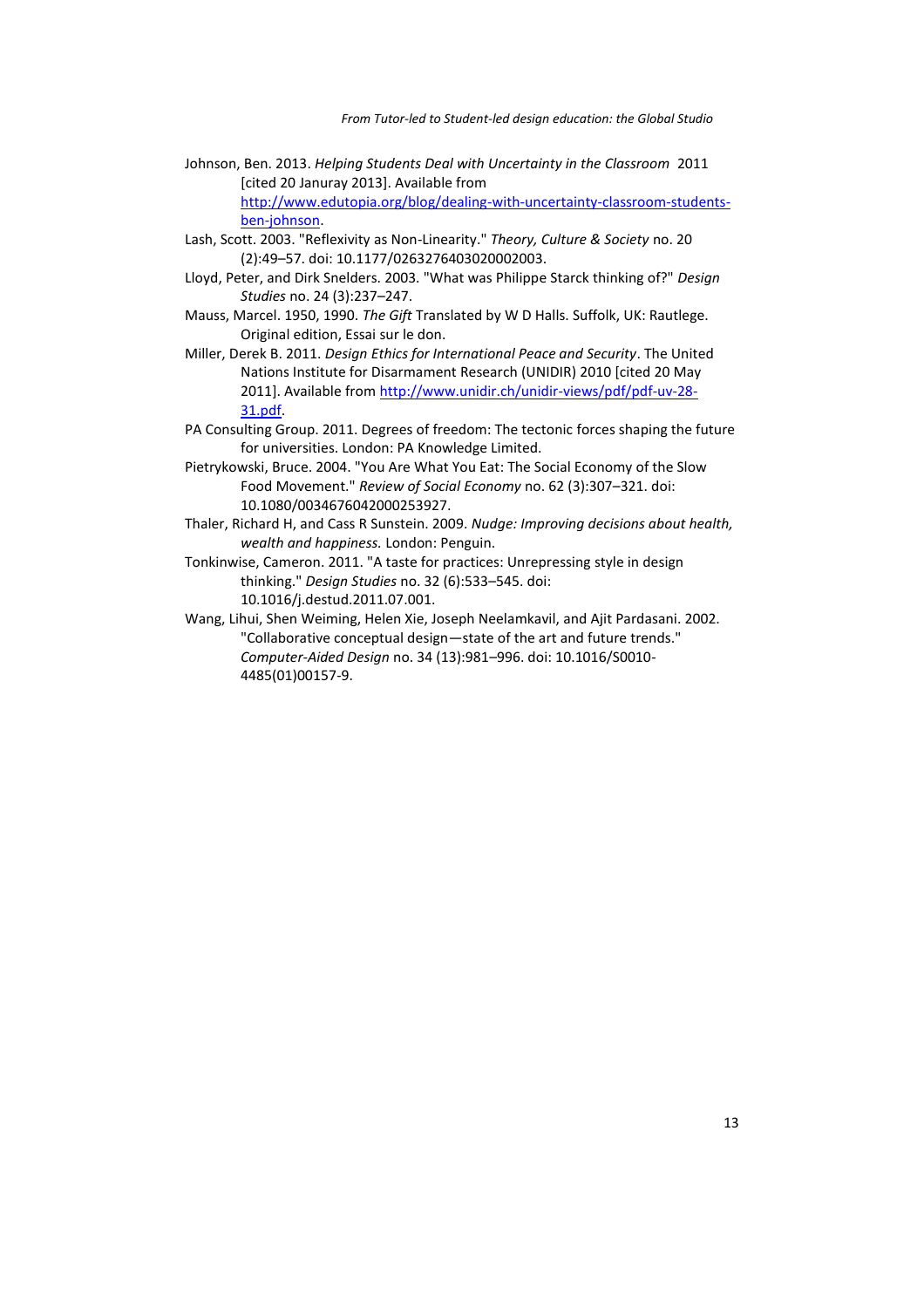Johnson, Ben. 2013. *Helping Students Deal with Uncertainty in the Classroom* 2011 [cited 20 Januray 2013]. Available from http://www.edutopia.org/blog/dealing-with-uncertainty-classroom-students-ben-johnson.

Lash, Scott. 2003. "Reflexivity as Non-Linearity." *Theory, Culture & Society* no. 20 (2):49–57. doi: 10.1177/0263276403020002003.

Lloyd, Peter, and Dirk Snelders. 2003. "What was Philippe Starck thinking of?" *Design Studies* no. 24 (3):237–247.

Mauss, Marcel. 1950, 1990. *The Gift* Translated by W D Halls. Suffolk, UK: Rautlege. Original edition, Essai sur le don.

Miller, Derek B. 2011. *Design Ethics for International Peace and Security*. The United Nations Institute for Disarmament Research (UNIDIR) 2010 [cited 20 May 2011]. Available from http://www.unidir.ch/unidir-views/pdf/pdf-uv-28-31.pdf.

PA Consulting Group. 2011. Degrees of freedom: The tectonic forces shaping the future for universities. London: PA Knowledge Limited.

Pietrykowski, Bruce. 2004. "You Are What You Eat: The Social Economy of the Slow Food Movement." *Review of Social Economy* no. 62 (3):307–321. doi: 10.1080/0034676042000253927.

Thaler, Richard H, and Cass R Sunstein. 2009. *Nudge: Improving decisions about health, wealth and happiness.* London: Penguin.

Tonkinwise, Cameron. 2011. "A taste for practices: Unrepressing style in design thinking." *Design Studies* no. 32 (6):533–545. doi: 10.1016/j.destud.2011.07.001.

Wang, Lihui, Shen Weiming, Helen Xie, Joseph Neelamkavil, and Ajit Pardasani. 2002. "Collaborative conceptual design—state of the art and future trends." *Computer-Aided Design* no. 34 (13):981–996. doi: 10.1016/S0010-4485(01)00157-9.